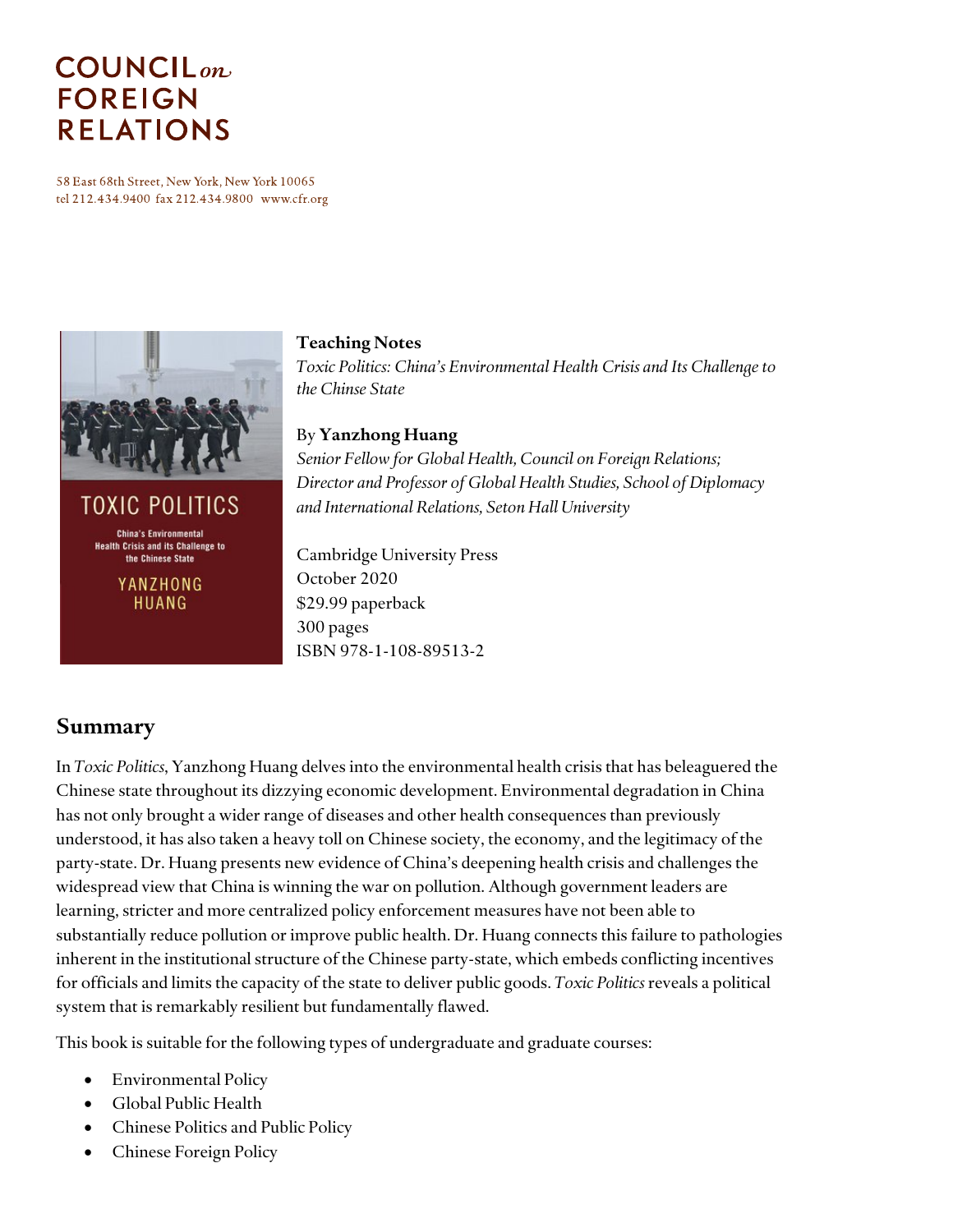# COUNCIL *on* FOREIGN RELATIONS

58 East 68th Street, New York, New York 10065
tel 212.434.9400 fax 212.434.9800 www.cfr.org

**Teaching Notes**
*Toxic Politics: China's Environmental Health Crisis and Its Challenge to the Chinse State*

By **Yanzhong Huang**
*Senior Fellow for Global Health, Council on Foreign Relations; Director and Professor of Global Health Studies, School of Diplomacy and International Relations, Seton Hall University*

Cambridge University Press
October 2020
$29.99 paperback
300 pages
ISBN 978-1-108-89513-2

## Summary

In *Toxic Politics*, Yanzhong Huang delves into the environmental health crisis that has beleaguered the Chinese state throughout its dizzying economic development. Environmental degradation in China has not only brought a wider range of diseases and other health consequences than previously understood, it has also taken a heavy toll on Chinese society, the economy, and the legitimacy of the party-state. Dr. Huang presents new evidence of China's deepening health crisis and challenges the widespread view that China is winning the war on pollution. Although government leaders are learning, stricter and more centralized policy enforcement measures have not been able to substantially reduce pollution or improve public health. Dr. Huang connects this failure to pathologies inherent in the institutional structure of the Chinese party-state, which embeds conflicting incentives for officials and limits the capacity of the state to deliver public goods. *Toxic Politics* reveals a political system that is remarkably resilient but fundamentally flawed.

This book is suitable for the following types of undergraduate and graduate courses:

- Environmental Policy
- Global Public Health
- Chinese Politics and Public Policy
- Chinese Foreign Policy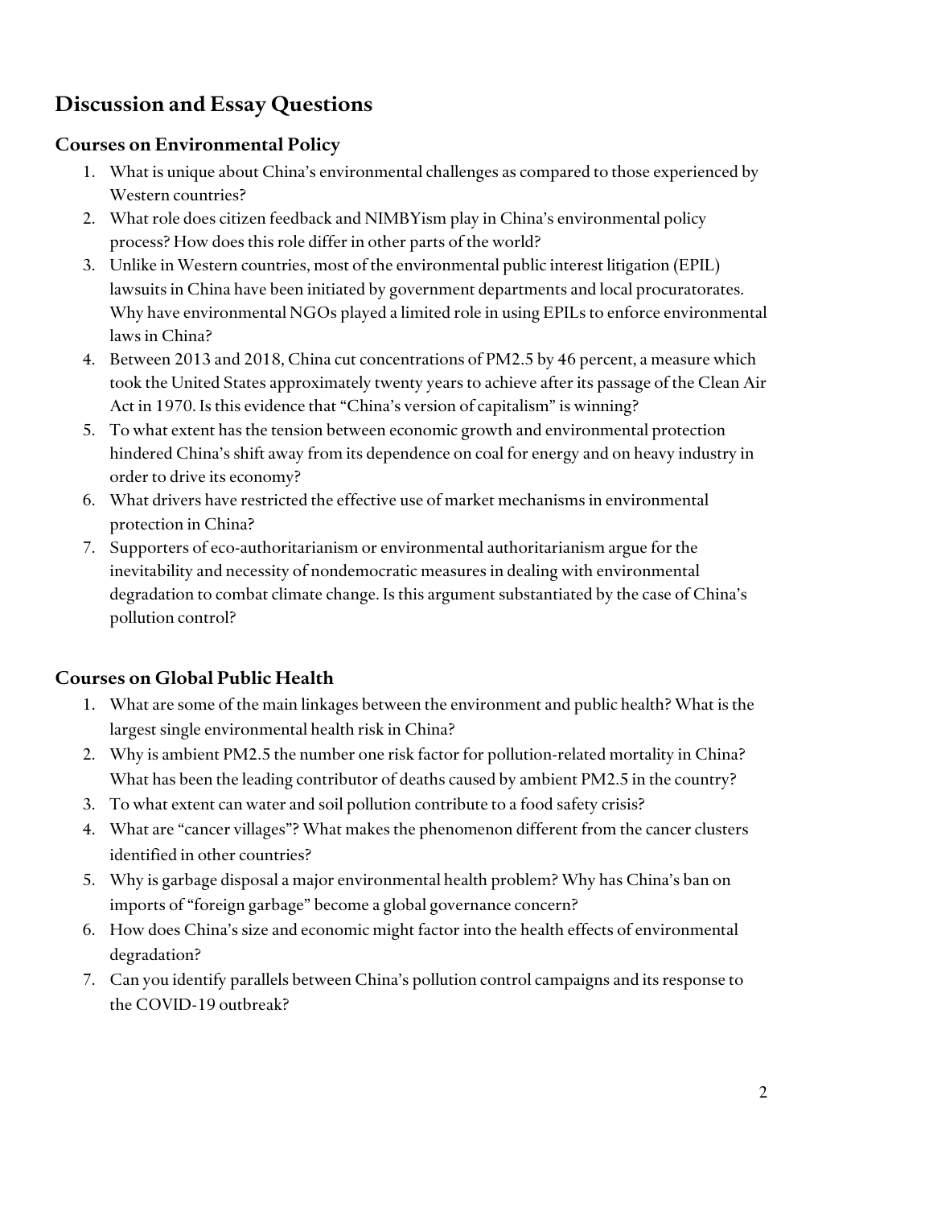## Discussion and Essay Questions

### Courses on Environmental Policy

1. What is unique about China's environmental challenges as compared to those experienced by Western countries?
2. What role does citizen feedback and NIMBYism play in China's environmental policy process? How does this role differ in other parts of the world?
3. Unlike in Western countries, most of the environmental public interest litigation (EPIL) lawsuits in China have been initiated by government departments and local procuratorates. Why have environmental NGOs played a limited role in using EPILs to enforce environmental laws in China?
4. Between 2013 and 2018, China cut concentrations of PM2.5 by 46 percent, a measure which took the United States approximately twenty years to achieve after its passage of the Clean Air Act in 1970. Is this evidence that "China's version of capitalism" is winning?
5. To what extent has the tension between economic growth and environmental protection hindered China's shift away from its dependence on coal for energy and on heavy industry in order to drive its economy?
6. What drivers have restricted the effective use of market mechanisms in environmental protection in China?
7. Supporters of eco-authoritarianism or environmental authoritarianism argue for the inevitability and necessity of nondemocratic measures in dealing with environmental degradation to combat climate change. Is this argument substantiated by the case of China's pollution control?

### Courses on Global Public Health

1. What are some of the main linkages between the environment and public health? What is the largest single environmental health risk in China?
2. Why is ambient PM2.5 the number one risk factor for pollution-related mortality in China? What has been the leading contributor of deaths caused by ambient PM2.5 in the country?
3. To what extent can water and soil pollution contribute to a food safety crisis?
4. What are "cancer villages"? What makes the phenomenon different from the cancer clusters identified in other countries?
5. Why is garbage disposal a major environmental health problem? Why has China's ban on imports of "foreign garbage" become a global governance concern?
6. How does China's size and economic might factor into the health effects of environmental degradation?
7. Can you identify parallels between China's pollution control campaigns and its response to the COVID-19 outbreak?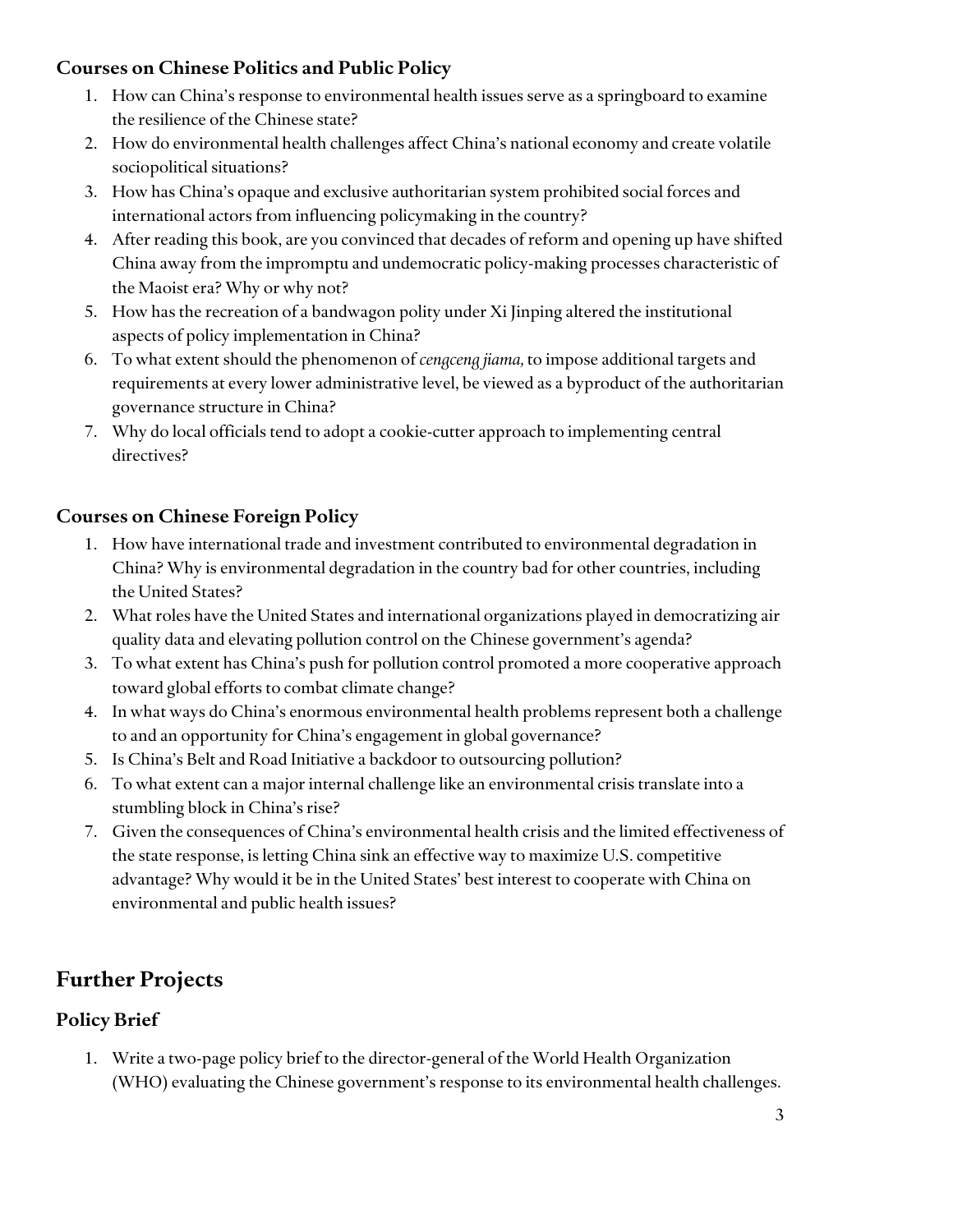### Courses on Chinese Politics and Public Policy

1. How can China's response to environmental health issues serve as a springboard to examine the resilience of the Chinese state?
2. How do environmental health challenges affect China's national economy and create volatile sociopolitical situations?
3. How has China's opaque and exclusive authoritarian system prohibited social forces and international actors from influencing policymaking in the country?
4. After reading this book, are you convinced that decades of reform and opening up have shifted China away from the impromptu and undemocratic policy-making processes characteristic of the Maoist era? Why or why not?
5. How has the recreation of a bandwagon polity under Xi Jinping altered the institutional aspects of policy implementation in China?
6. To what extent should the phenomenon of *cengceng jiama,* to impose additional targets and requirements at every lower administrative level, be viewed as a byproduct of the authoritarian governance structure in China?
7. Why do local officials tend to adopt a cookie-cutter approach to implementing central directives?

### Courses on Chinese Foreign Policy

1. How have international trade and investment contributed to environmental degradation in China? Why is environmental degradation in the country bad for other countries, including the United States?
2. What roles have the United States and international organizations played in democratizing air quality data and elevating pollution control on the Chinese government's agenda?
3. To what extent has China's push for pollution control promoted a more cooperative approach toward global efforts to combat climate change?
4. In what ways do China's enormous environmental health problems represent both a challenge to and an opportunity for China's engagement in global governance?
5. Is China's Belt and Road Initiative a backdoor to outsourcing pollution?
6. To what extent can a major internal challenge like an environmental crisis translate into a stumbling block in China's rise?
7. Given the consequences of China's environmental health crisis and the limited effectiveness of the state response, is letting China sink an effective way to maximize U.S. competitive advantage? Why would it be in the United States' best interest to cooperate with China on environmental and public health issues?

## Further Projects

### Policy Brief

1. Write a two-page policy brief to the director-general of the World Health Organization (WHO) evaluating the Chinese government's response to its environmental health challenges.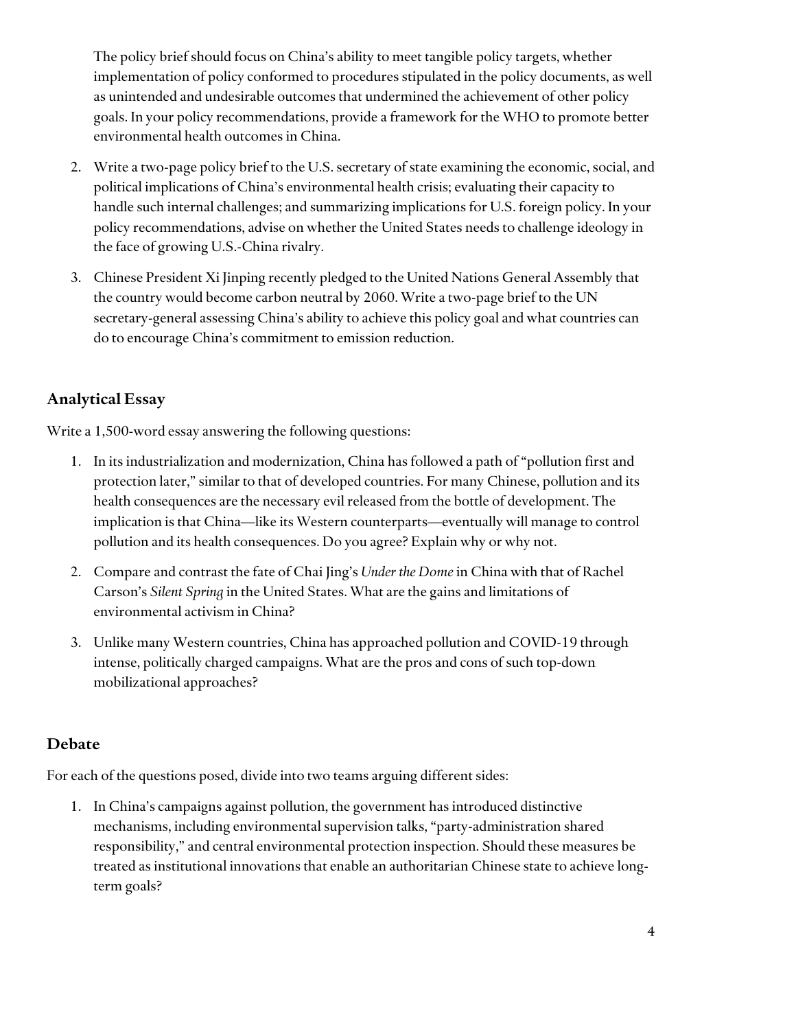The policy brief should focus on China's ability to meet tangible policy targets, whether implementation of policy conformed to procedures stipulated in the policy documents, as well as unintended and undesirable outcomes that undermined the achievement of other policy goals. In your policy recommendations, provide a framework for the WHO to promote better environmental health outcomes in China.

2. Write a two-page policy brief to the U.S. secretary of state examining the economic, social, and political implications of China's environmental health crisis; evaluating their capacity to handle such internal challenges; and summarizing implications for U.S. foreign policy. In your policy recommendations, advise on whether the United States needs to challenge ideology in the face of growing U.S.-China rivalry.
3. Chinese President Xi Jinping recently pledged to the United Nations General Assembly that the country would become carbon neutral by 2060. Write a two-page brief to the UN secretary-general assessing China's ability to achieve this policy goal and what countries can do to encourage China's commitment to emission reduction.

## Analytical Essay

Write a 1,500-word essay answering the following questions:

1. In its industrialization and modernization, China has followed a path of "pollution first and protection later," similar to that of developed countries. For many Chinese, pollution and its health consequences are the necessary evil released from the bottle of development. The implication is that China—like its Western counterparts—eventually will manage to control pollution and its health consequences. Do you agree? Explain why or why not.
2. Compare and contrast the fate of Chai Jing's *Under the Dome* in China with that of Rachel Carson's *Silent Spring* in the United States. What are the gains and limitations of environmental activism in China?
3. Unlike many Western countries, China has approached pollution and COVID-19 through intense, politically charged campaigns. What are the pros and cons of such top-down mobilizational approaches?

## Debate

For each of the questions posed, divide into two teams arguing different sides:

1. In China's campaigns against pollution, the government has introduced distinctive mechanisms, including environmental supervision talks, "party-administration shared responsibility," and central environmental protection inspection. Should these measures be treated as institutional innovations that enable an authoritarian Chinese state to achieve long-term goals?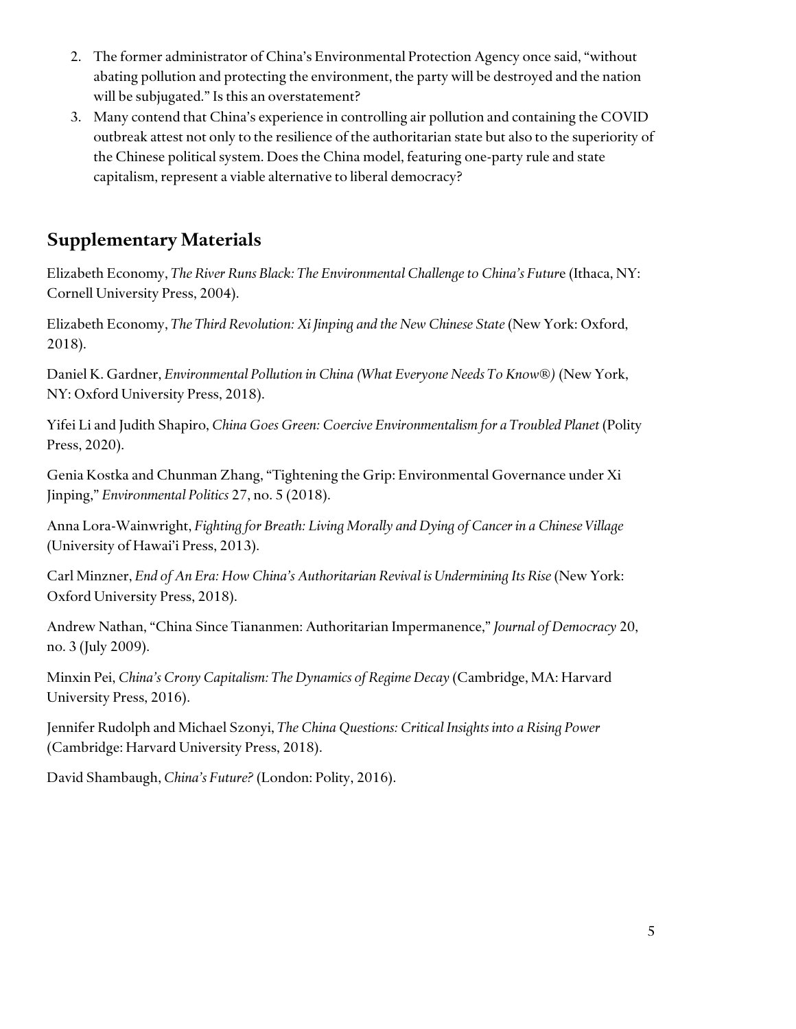2. The former administrator of China's Environmental Protection Agency once said, "without abating pollution and protecting the environment, the party will be destroyed and the nation will be subjugated." Is this an overstatement?
3. Many contend that China's experience in controlling air pollution and containing the COVID outbreak attest not only to the resilience of the authoritarian state but also to the superiority of the Chinese political system. Does the China model, featuring one-party rule and state capitalism, represent a viable alternative to liberal democracy?

## Supplementary Materials

Elizabeth Economy, *The River Runs Black: The Environmental Challenge to China's Futur*e (Ithaca, NY: Cornell University Press, 2004).

Elizabeth Economy, *The Third Revolution: Xi Jinping and the New Chinese State* (New York: Oxford, 2018).

Daniel K. Gardner, *Environmental Pollution in China (What Everyone Needs To Know®)* (New York, NY: Oxford University Press, 2018).

Yifei Li and Judith Shapiro, *China Goes Green: Coercive Environmentalism for a Troubled Planet* (Polity Press, 2020).

Genia Kostka and Chunman Zhang, "Tightening the Grip: Environmental Governance under Xi Jinping," *Environmental Politics* 27, no. 5 (2018).

Anna Lora-Wainwright, *Fighting for Breath: Living Morally and Dying of Cancer in a Chinese Village* (University of Hawai'i Press, 2013).

Carl Minzner, *End of An Era: How China's Authoritarian Revival is Undermining Its Rise* (New York: Oxford University Press, 2018).

Andrew Nathan, "China Since Tiananmen: Authoritarian Impermanence," *Journal of Democracy* 20, no. 3 (July 2009).

Minxin Pei, *China's Crony Capitalism: The Dynamics of Regime Decay* (Cambridge, MA: Harvard University Press, 2016).

Jennifer Rudolph and Michael Szonyi, *The China Questions: Critical Insights into a Rising Power* (Cambridge: Harvard University Press, 2018).

David Shambaugh, *China's Future?* (London: Polity, 2016).